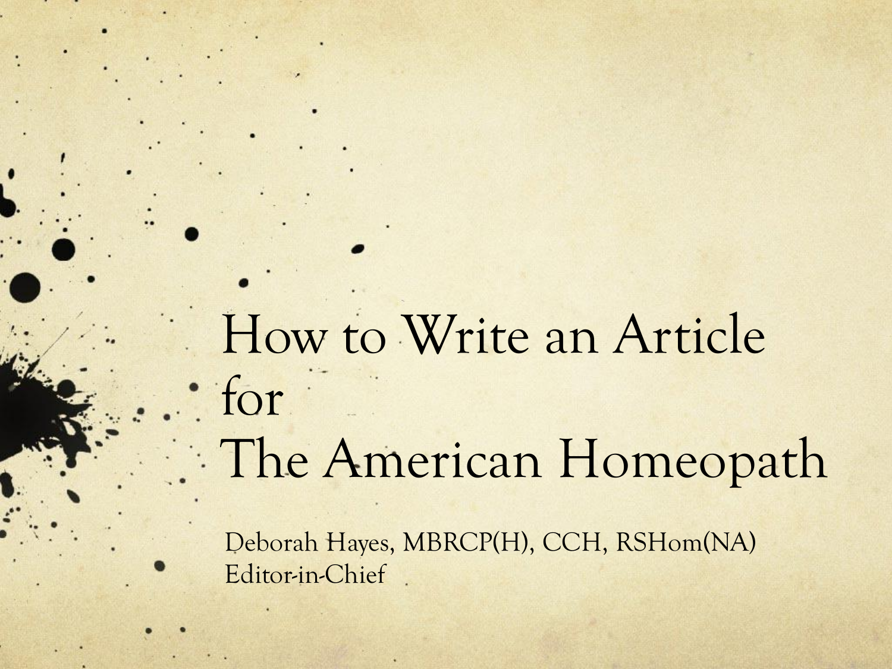# How to Write an Article for The American Homeopath

Deborah Hayes, MBRCP(H), CCH, RSHom(NA)
Editor-in-Chief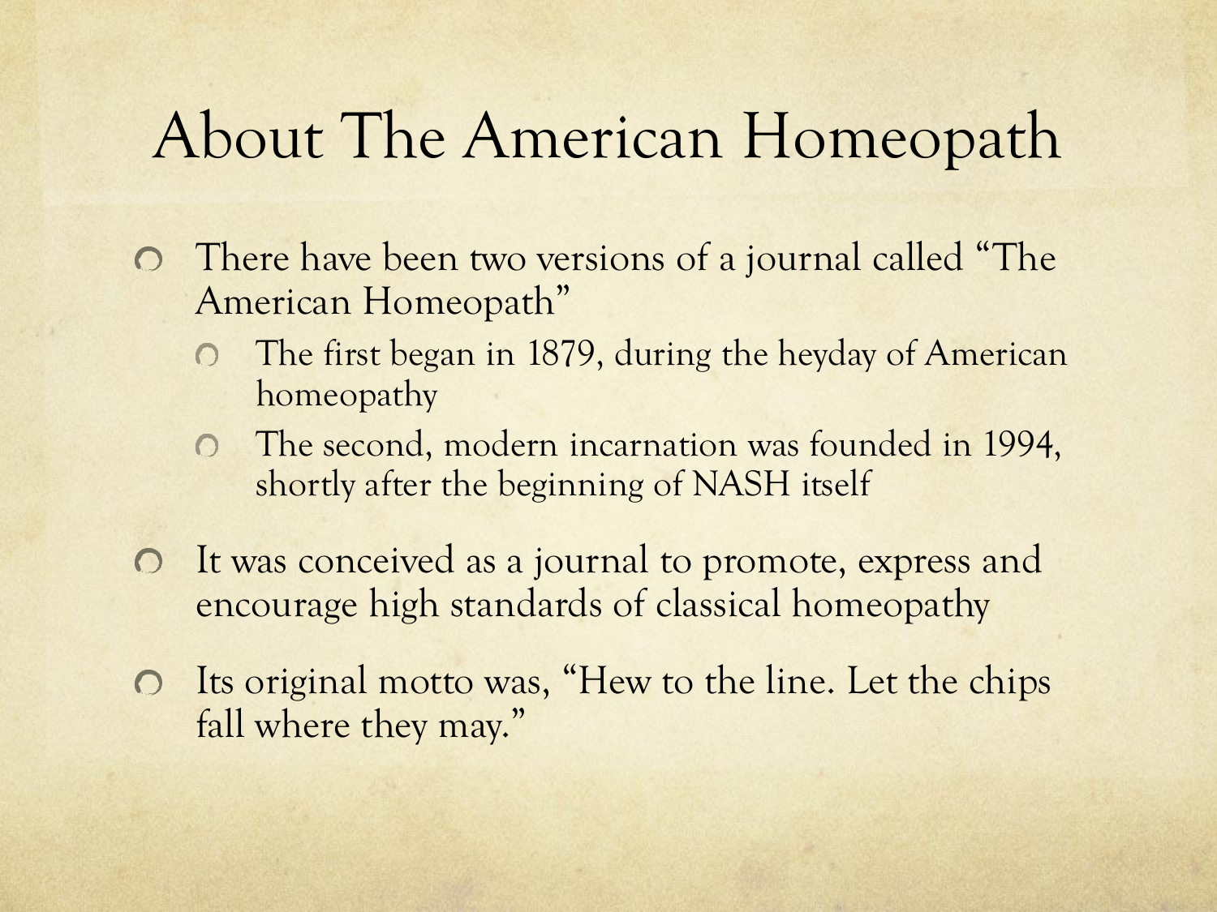# About The American Homeopath

- There have been two versions of a journal called "The American Homeopath"
  - The first began in 1879, during the heyday of American homeopathy
  - The second, modern incarnation was founded in 1994, shortly after the beginning of NASH itself
- It was conceived as a journal to promote, express and encourage high standards of classical homeopathy
- Its original motto was, "Hew to the line. Let the chips fall where they may."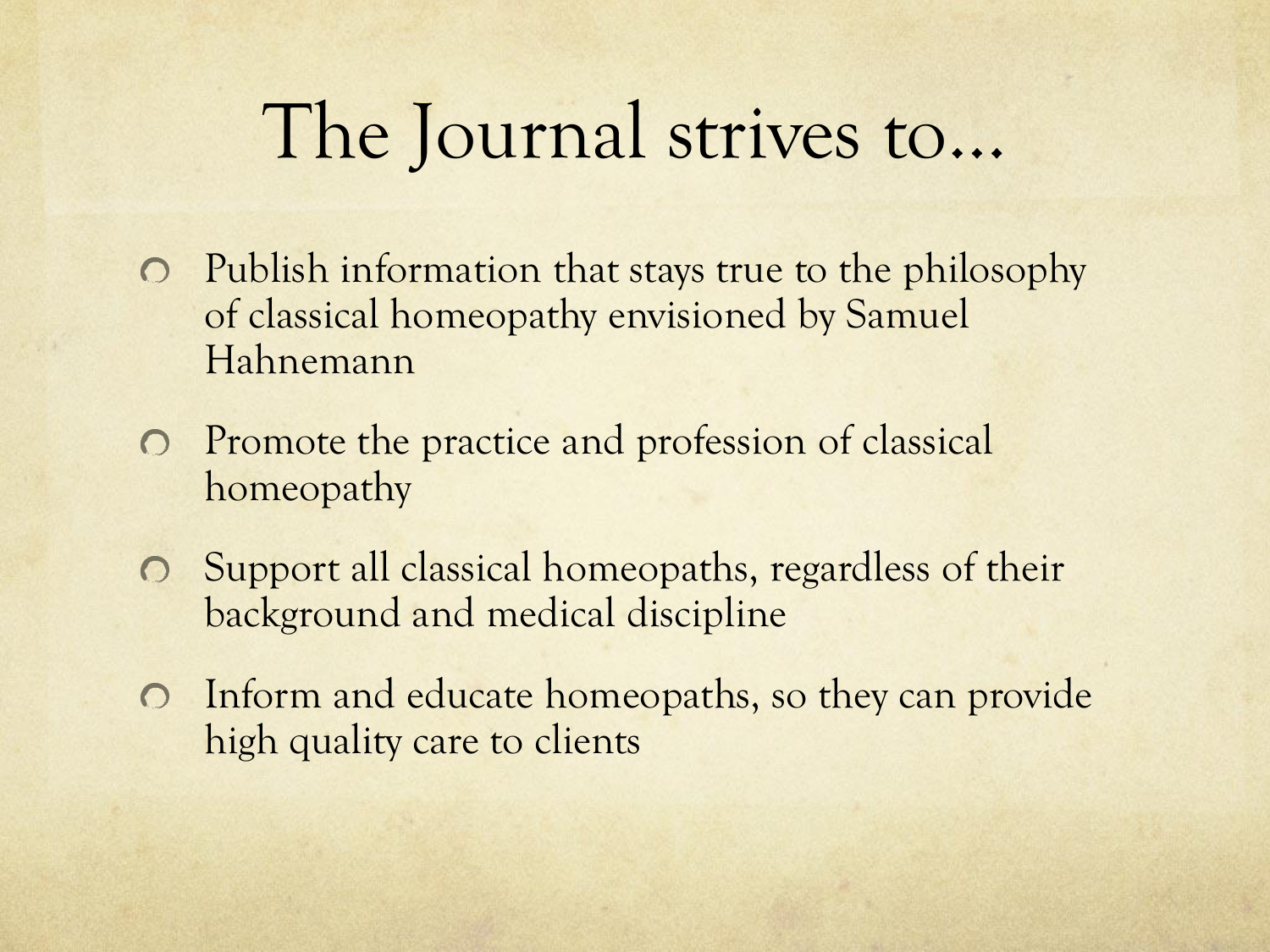# The Journal strives to…

- Publish information that stays true to the philosophy of classical homeopathy envisioned by Samuel Hahnemann
- Promote the practice and profession of classical homeopathy
- Support all classical homeopaths, regardless of their background and medical discipline
- Inform and educate homeopaths, so they can provide high quality care to clients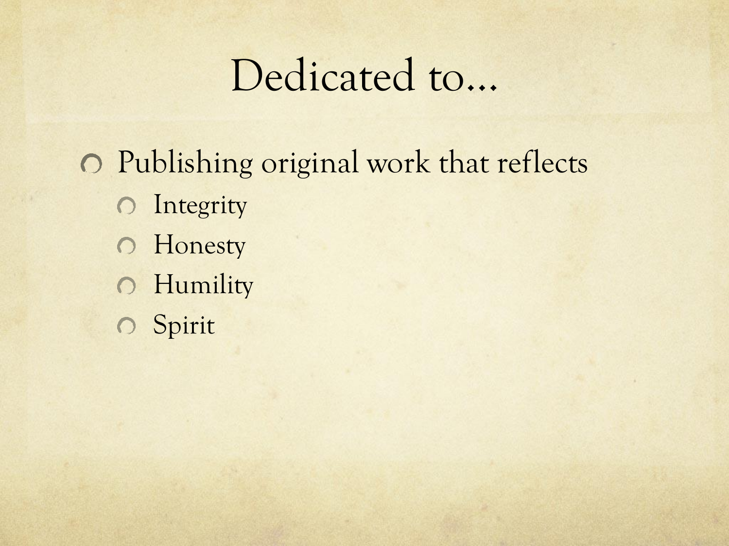# Dedicated to…

- Publishing original work that reflects
  - Integrity
  - Honesty
  - Humility
  - Spirit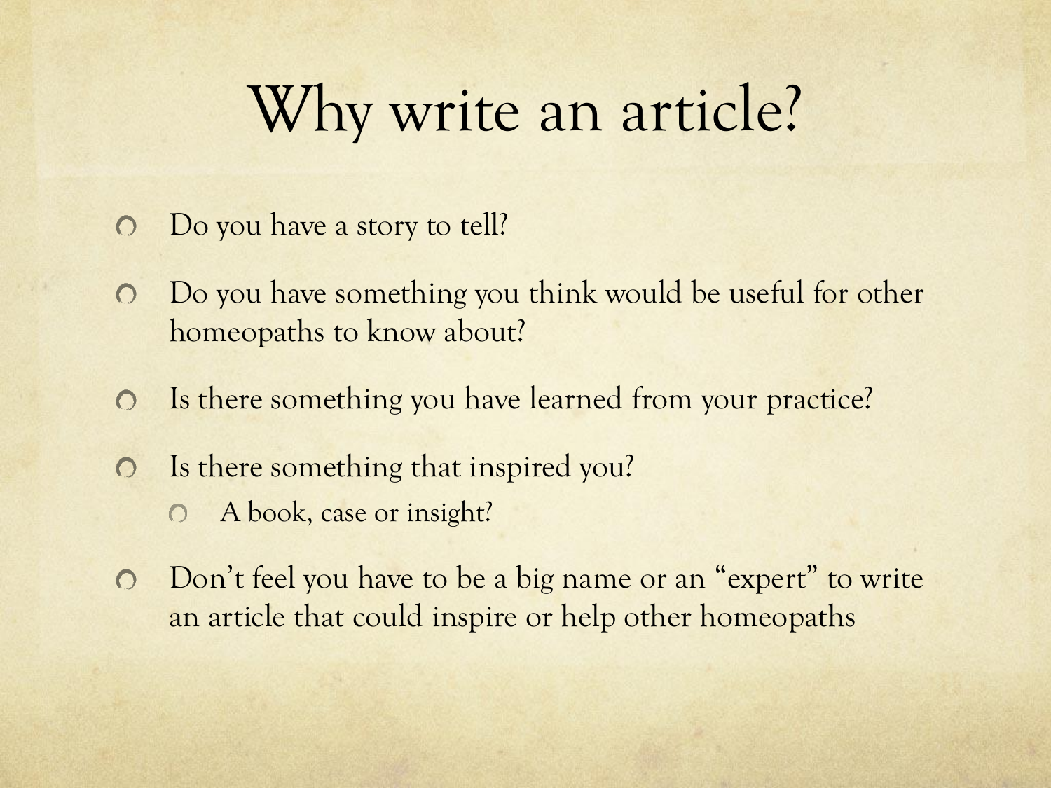# Why write an article?

- Do you have a story to tell?
- Do you have something you think would be useful for other homeopaths to know about?
- Is there something you have learned from your practice?
- Is there something that inspired you?
  - A book, case or insight?
- Don't feel you have to be a big name or an "expert" to write an article that could inspire or help other homeopaths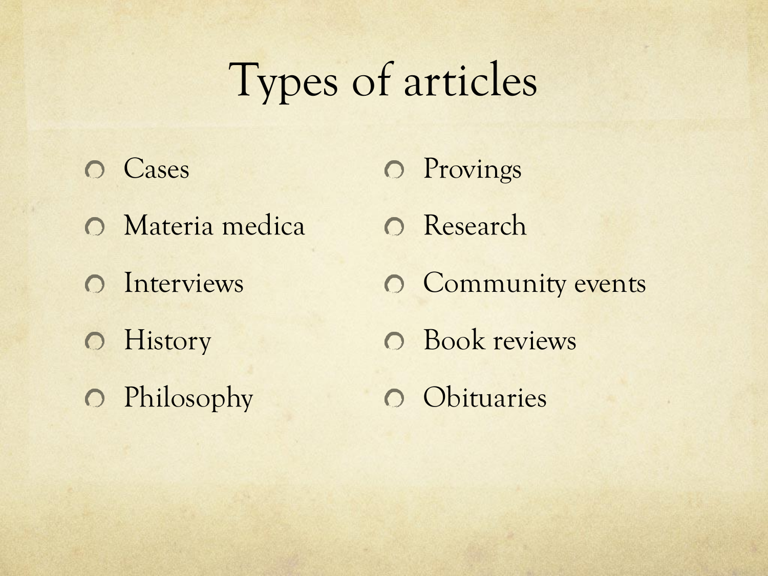# Types of articles

- Cases
- Materia medica
- Interviews
- History
- Philosophy
- Provings
- Research
- Community events
- Book reviews
- Obituaries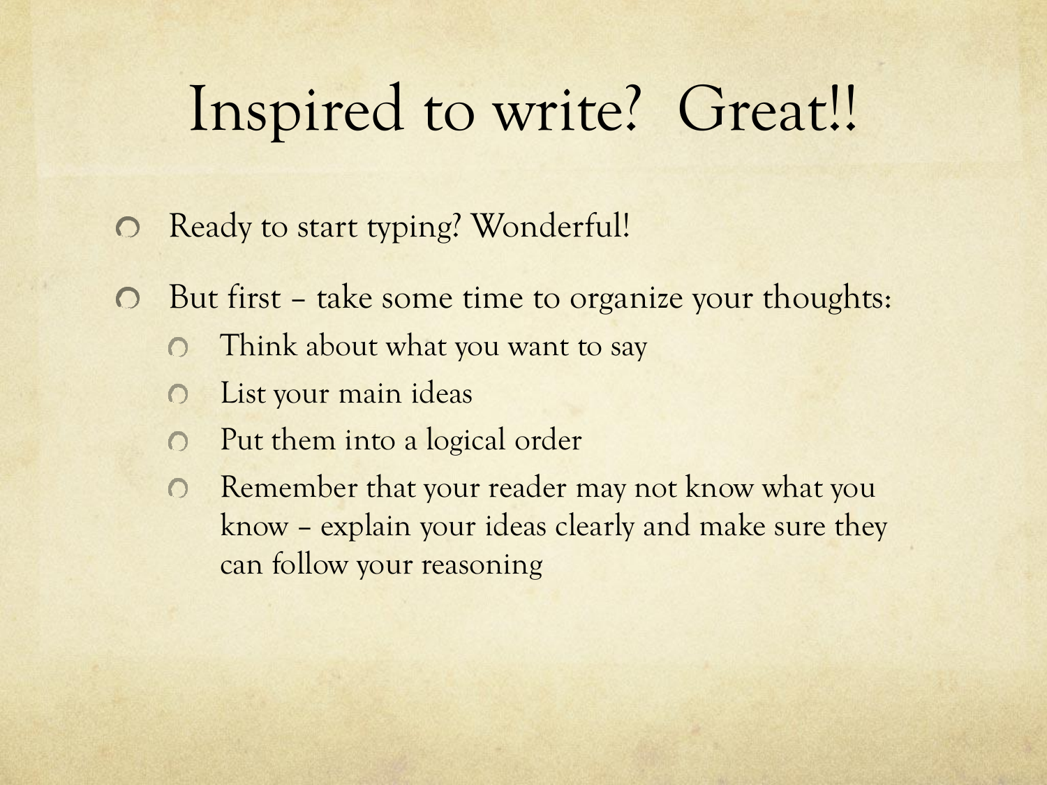# Inspired to write? Great!!

- Ready to start typing? Wonderful!
- But first – take some time to organize your thoughts:
  - Think about what you want to say
  - List your main ideas
  - Put them into a logical order
  - Remember that your reader may not know what you know – explain your ideas clearly and make sure they can follow your reasoning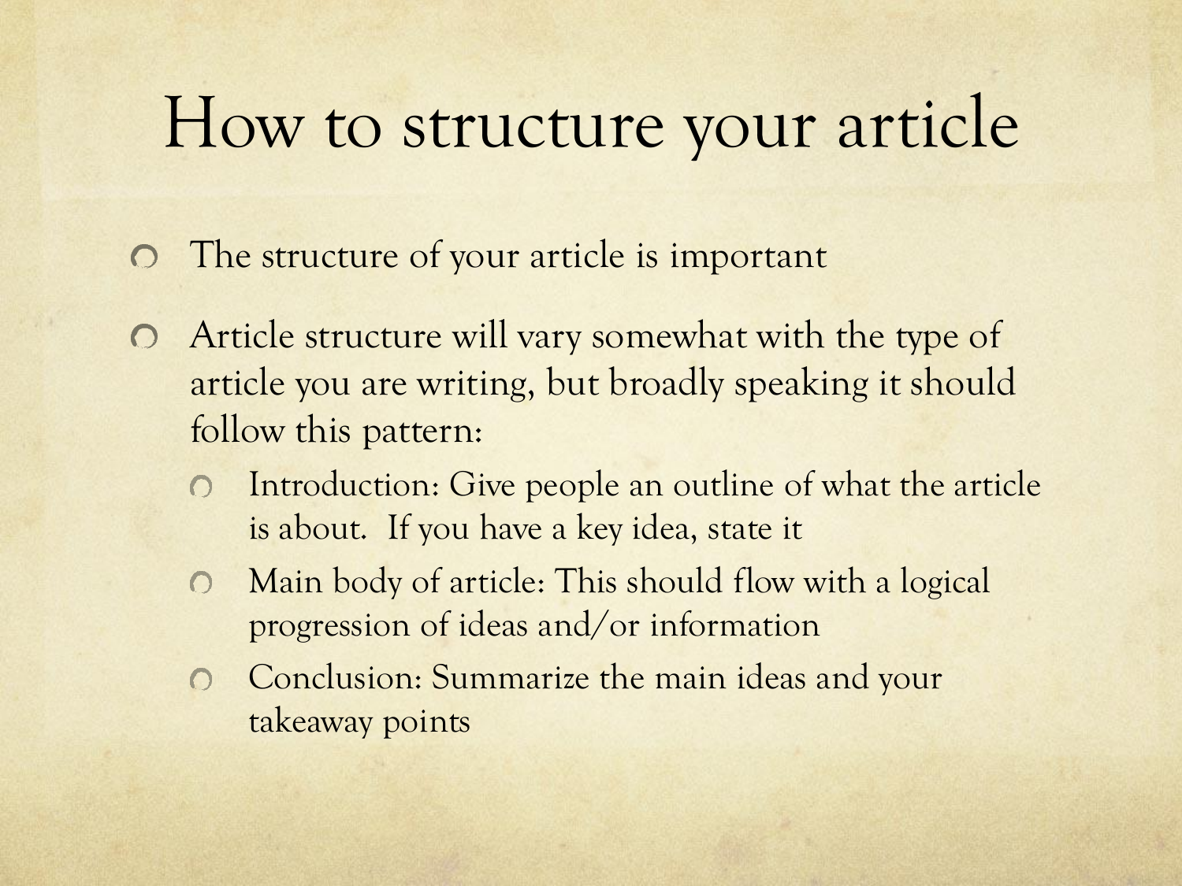# How to structure your article

- The structure of your article is important
- Article structure will vary somewhat with the type of article you are writing, but broadly speaking it should follow this pattern:
  - Introduction: Give people an outline of what the article is about. If you have a key idea, state it
  - Main body of article: This should flow with a logical progression of ideas and/or information
  - Conclusion: Summarize the main ideas and your takeaway points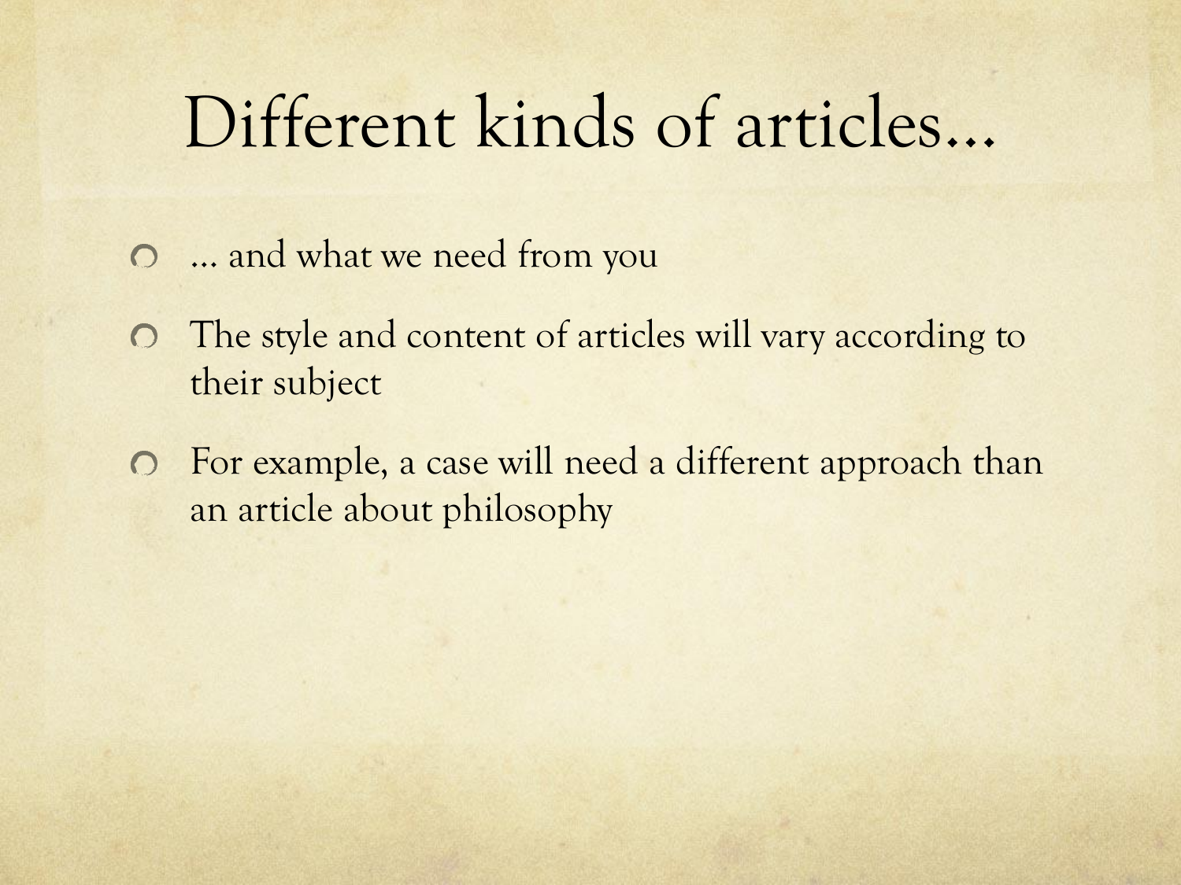# Different kinds of articles…

- … and what we need from you
- The style and content of articles will vary according to their subject
- For example, a case will need a different approach than an article about philosophy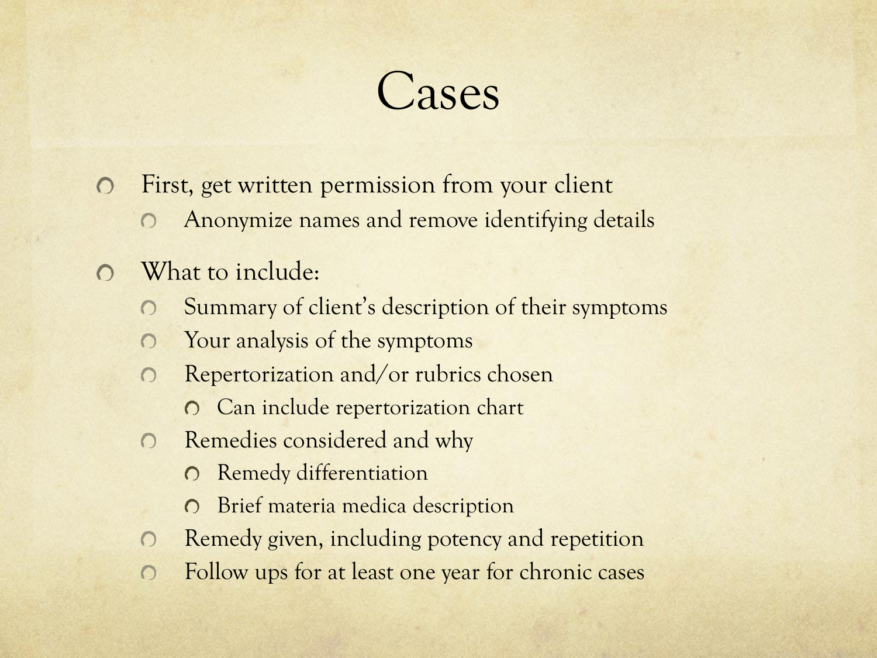# Cases

- First, get written permission from your client
  - Anonymize names and remove identifying details
- What to include:
  - Summary of client's description of their symptoms
  - Your analysis of the symptoms
  - Repertorization and/or rubrics chosen
    - Can include repertorization chart
  - Remedies considered and why
    - Remedy differentiation
    - Brief materia medica description
  - Remedy given, including potency and repetition
  - Follow ups for at least one year for chronic cases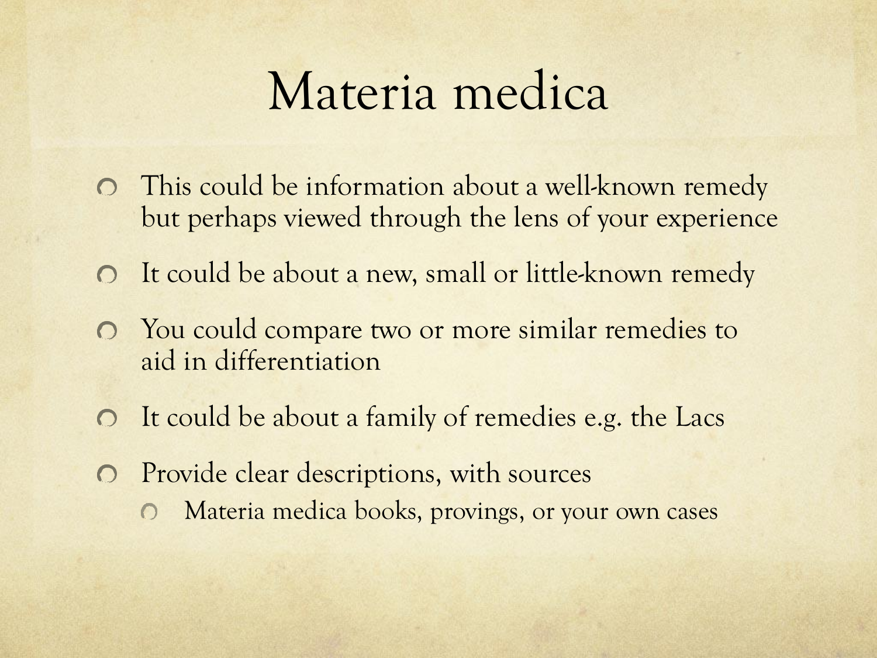# Materia medica

- This could be information about a well-known remedy but perhaps viewed through the lens of your experience
- It could be about a new, small or little-known remedy
- You could compare two or more similar remedies to aid in differentiation
- It could be about a family of remedies e.g. the Lacs
- Provide clear descriptions, with sources
  - Materia medica books, provings, or your own cases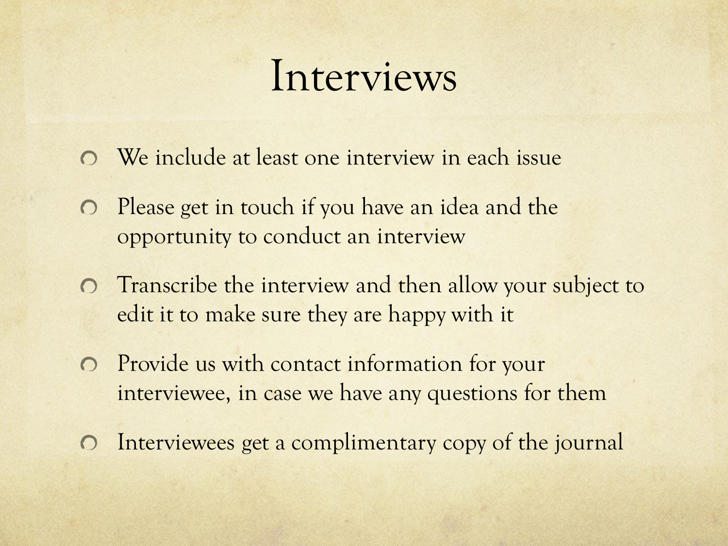# Interviews

- We include at least one interview in each issue
- Please get in touch if you have an idea and the opportunity to conduct an interview
- Transcribe the interview and then allow your subject to edit it to make sure they are happy with it
- Provide us with contact information for your interviewee, in case we have any questions for them
- Interviewees get a complimentary copy of the journal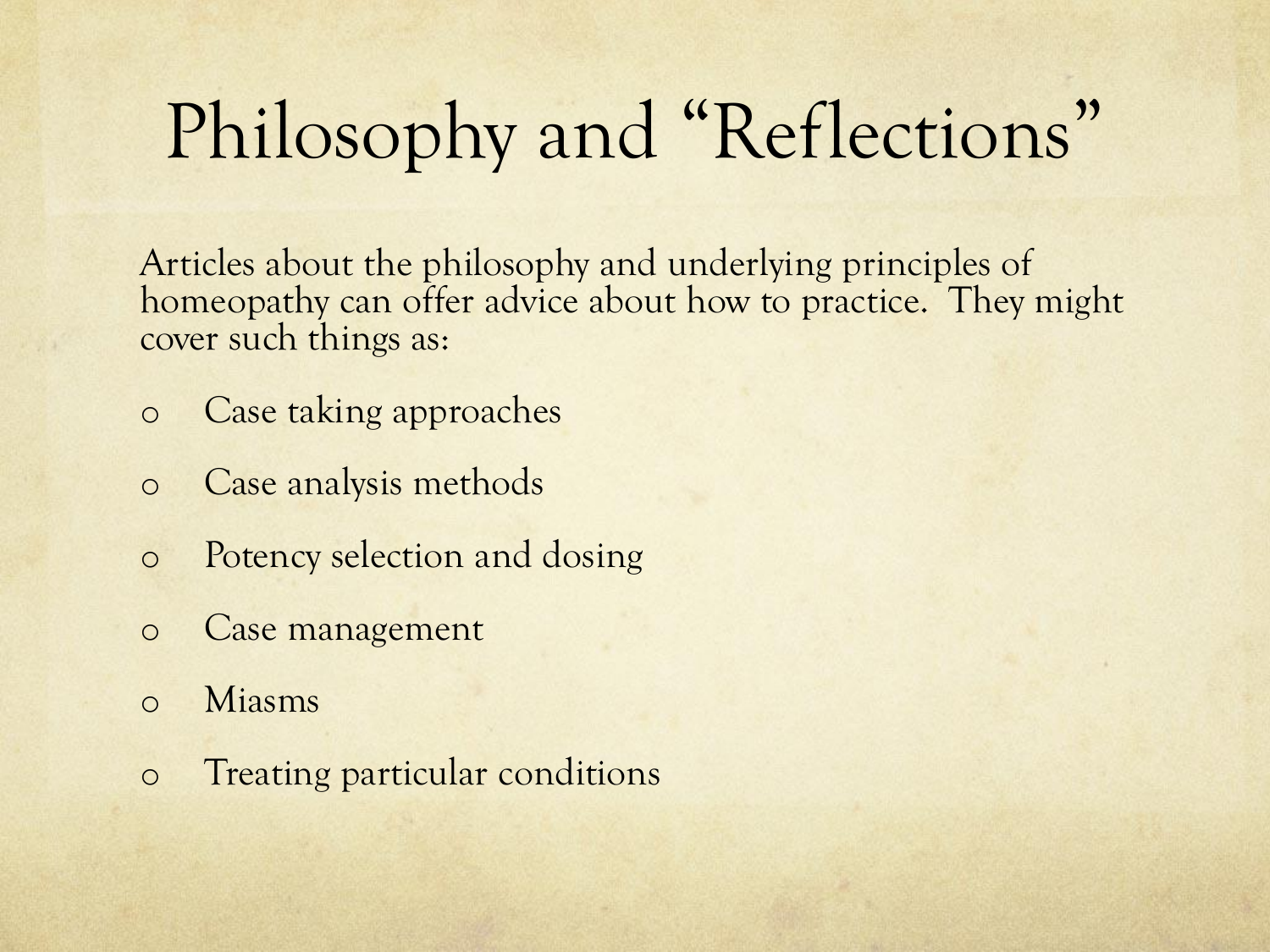# Philosophy and "Reflections"

Articles about the philosophy and underlying principles of homeopathy can offer advice about how to practice. They might cover such things as:

- Case taking approaches
- Case analysis methods
- Potency selection and dosing
- Case management
- Miasms
- Treating particular conditions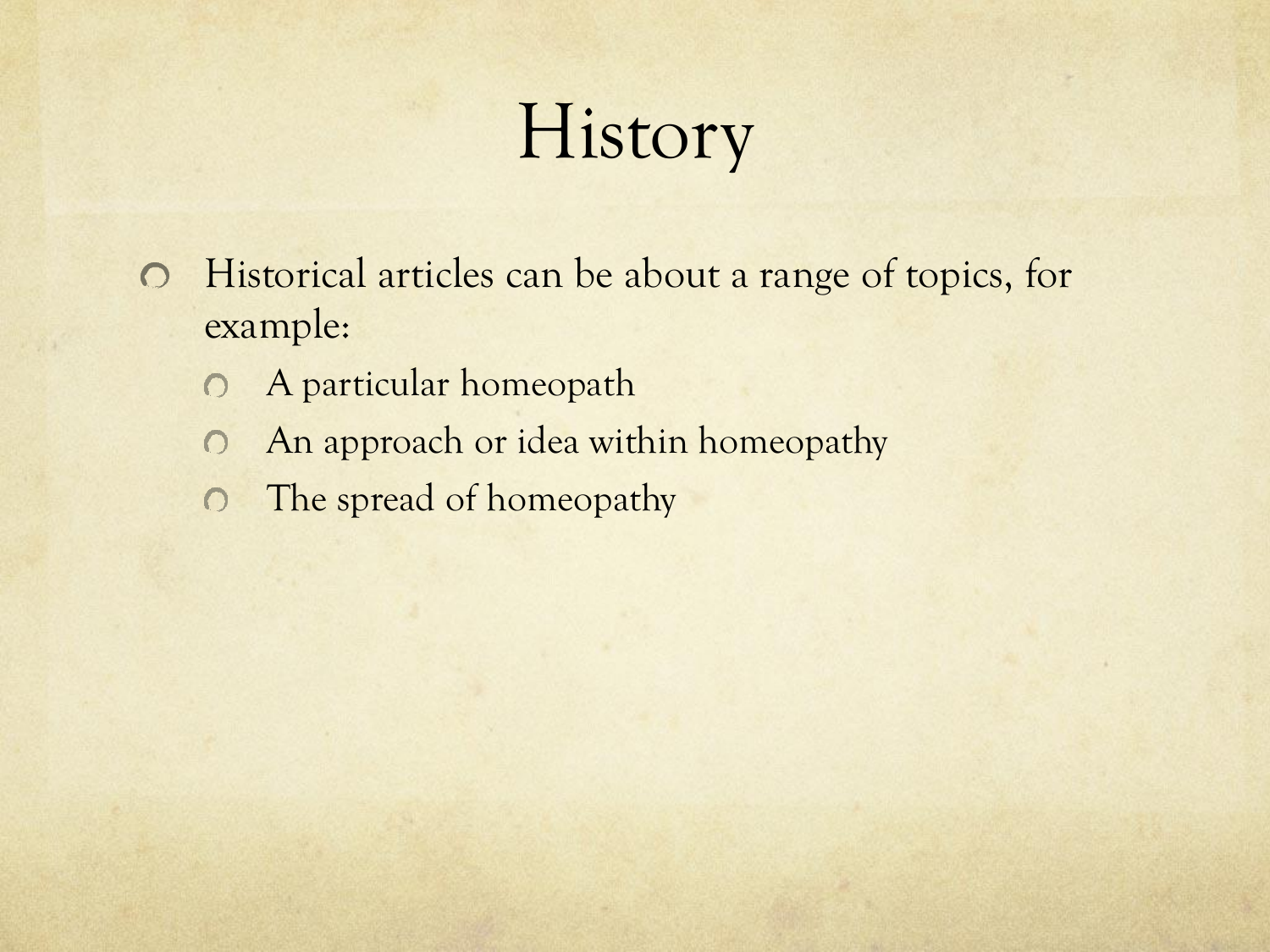# History

- Historical articles can be about a range of topics, for example:
  - A particular homeopath
  - An approach or idea within homeopathy
  - The spread of homeopathy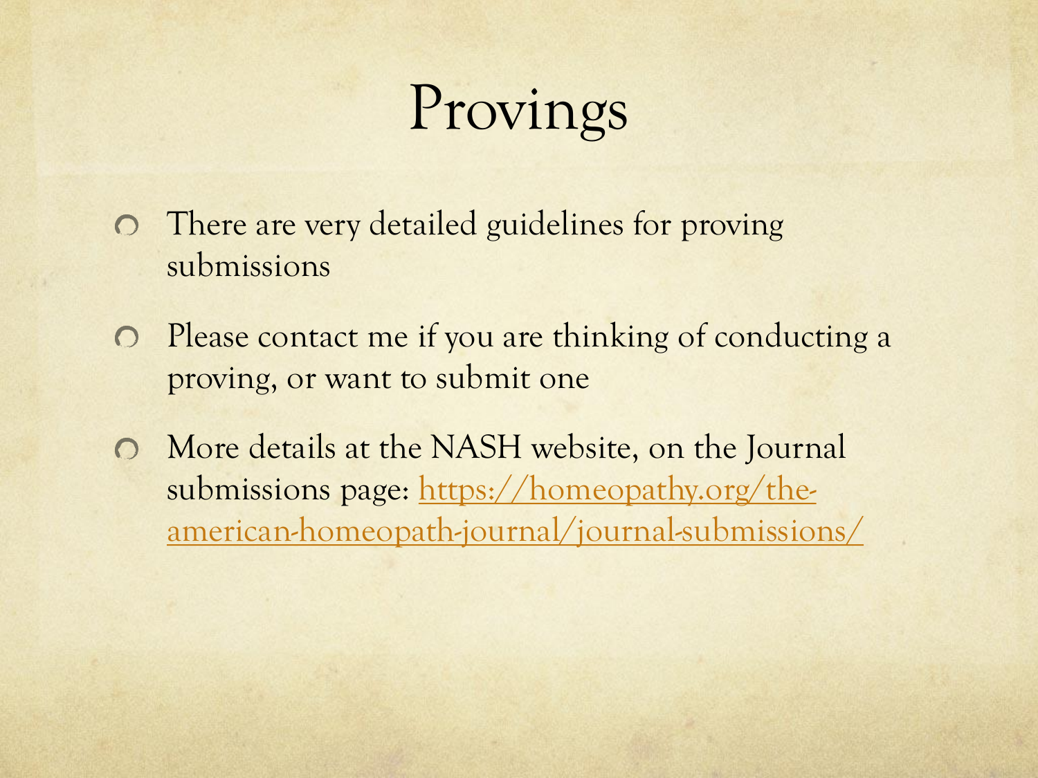# Provings

- There are very detailed guidelines for proving submissions
- Please contact me if you are thinking of conducting a proving, or want to submit one
- More details at the NASH website, on the Journal submissions page: [https://homeopathy.org/the-american-homeopath-journal/journal-submissions/](https://homeopathy.org/the-american-homeopath-journal/journal-submissions/)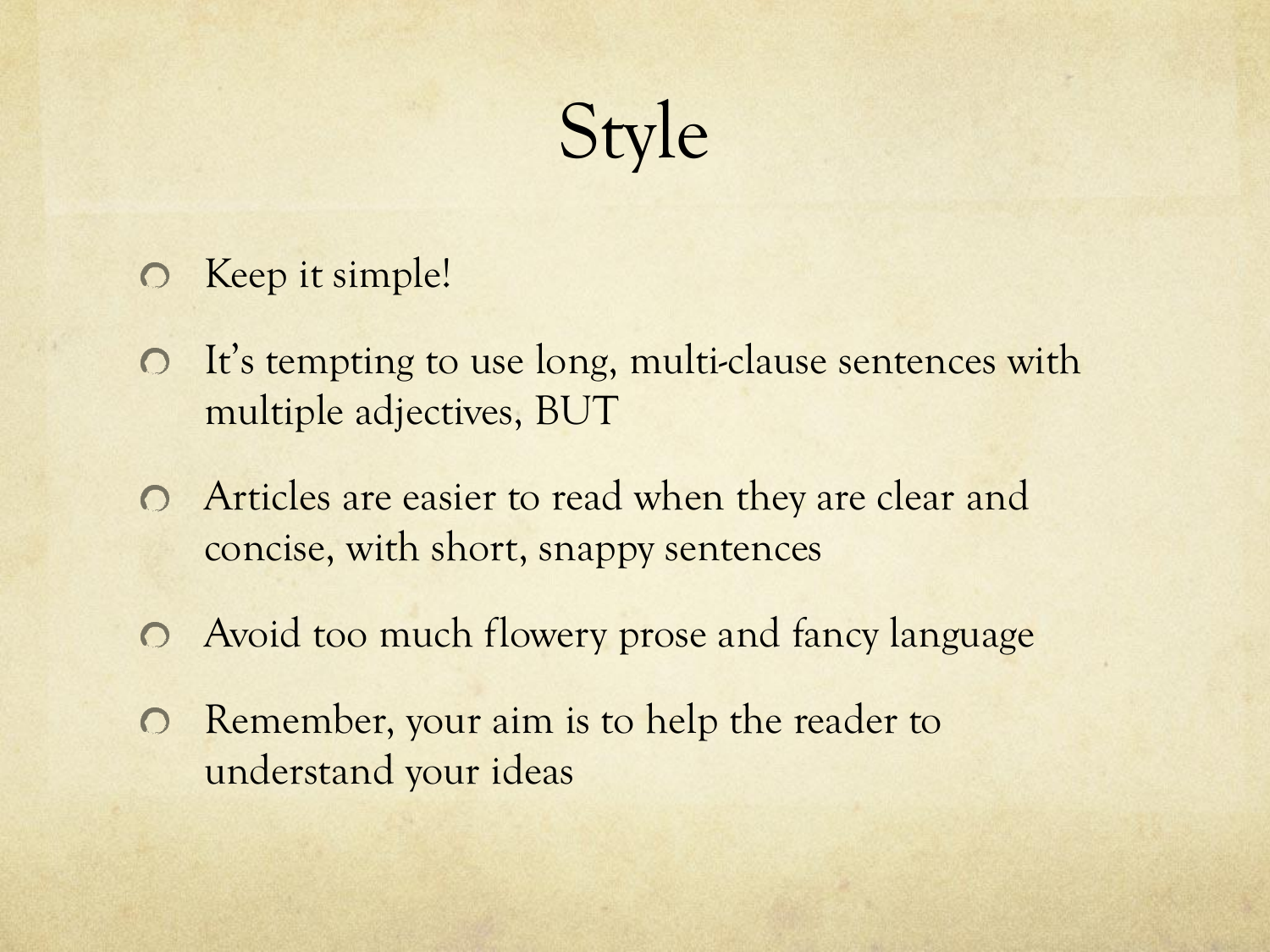# Style

- Keep it simple!
- It’s tempting to use long, multi-clause sentences with multiple adjectives, BUT
- Articles are easier to read when they are clear and concise, with short, snappy sentences
- Avoid too much flowery prose and fancy language
- Remember, your aim is to help the reader to understand your ideas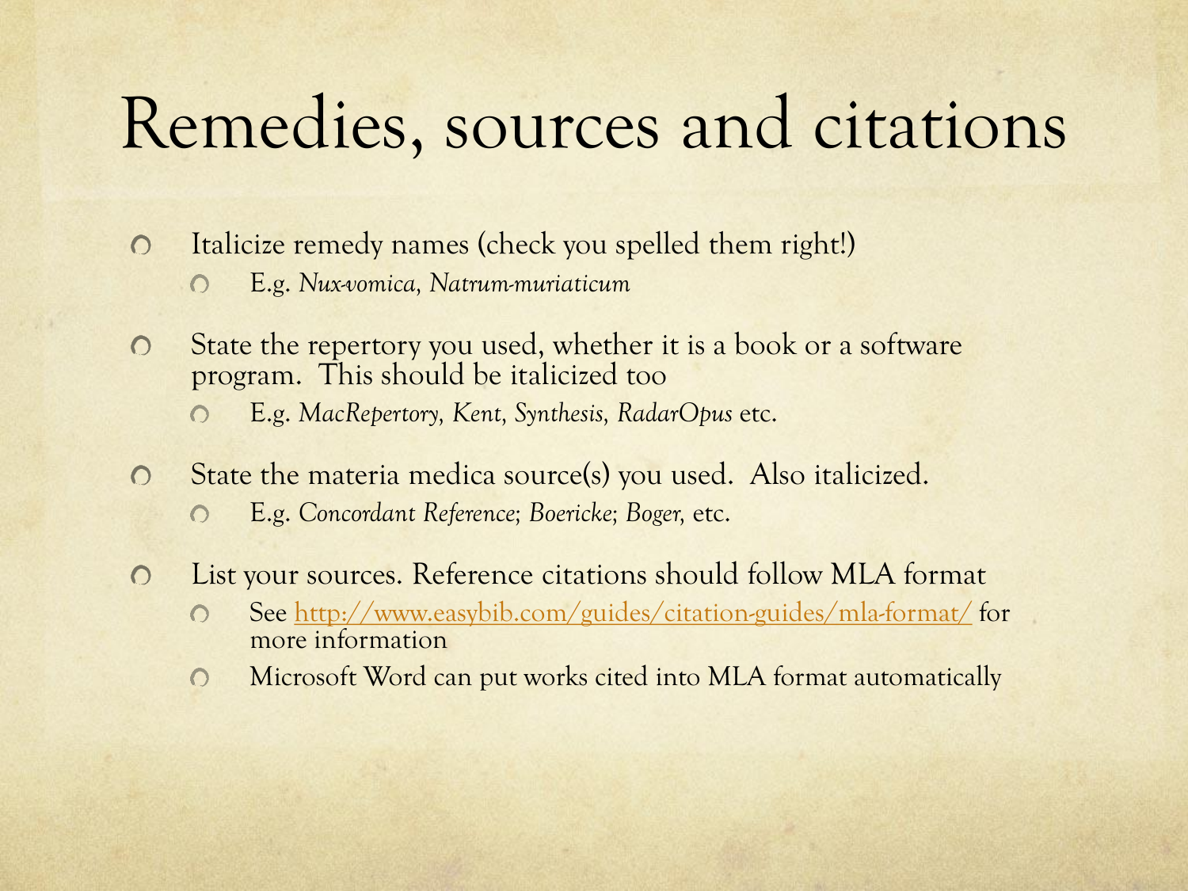# Remedies, sources and citations

- Italicize remedy names (check you spelled them right!)
  - E.g. *Nux-vomica, Natrum-muriaticum*
- State the repertory you used, whether it is a book or a software program. This should be italicized too
  - E.g. *MacRepertory, Kent, Synthesis, RadarOpus* etc.
- State the materia medica source(s) you used. Also italicized.
  - E.g. *Concordant Reference*; *Boericke*; *Boger,* etc.
- List your sources. Reference citations should follow MLA format
  - See [http://www.easybib.com/guides/citation-guides/mla-format/](http://www.easybib.com/guides/citation-guides/mla-format/) for more information
  - Microsoft Word can put works cited into MLA format automatically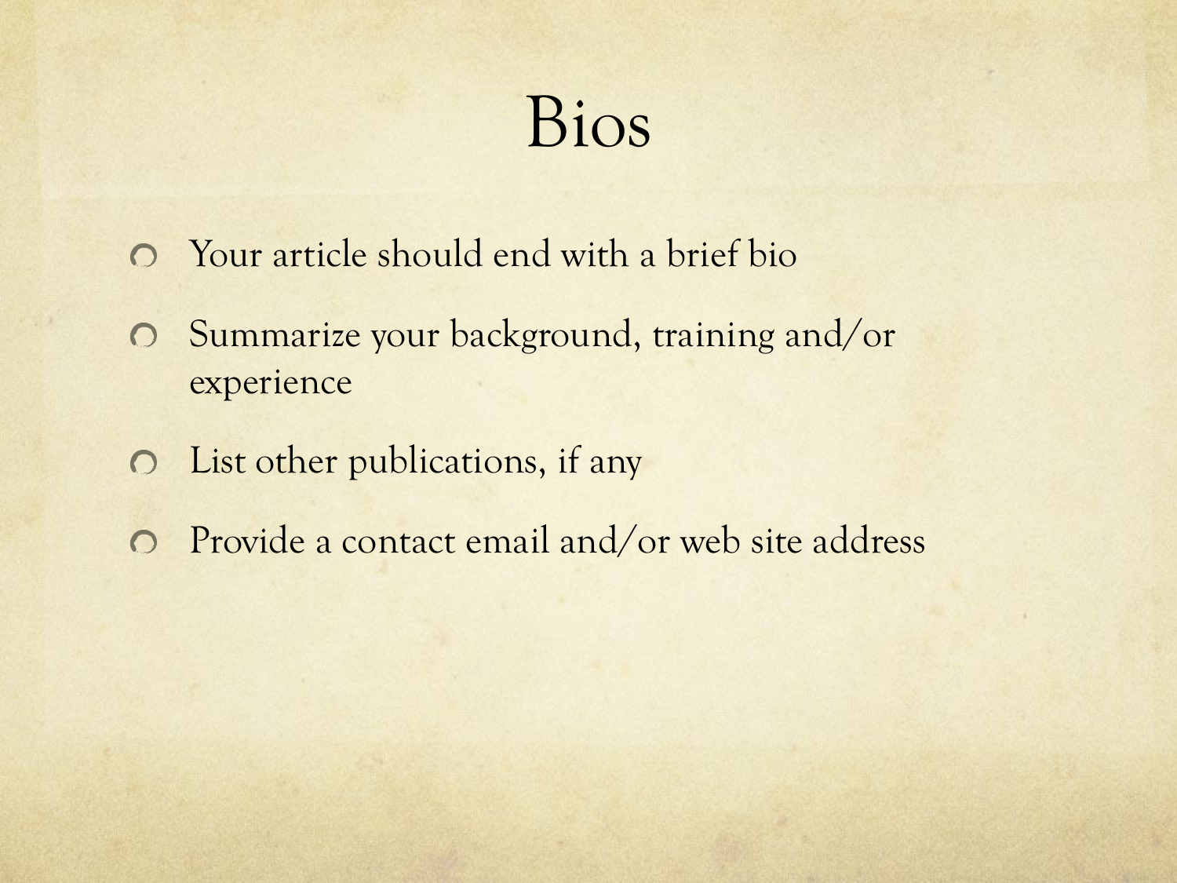# Bios

- Your article should end with a brief bio
- Summarize your background, training and/or experience
- List other publications, if any
- Provide a contact email and/or web site address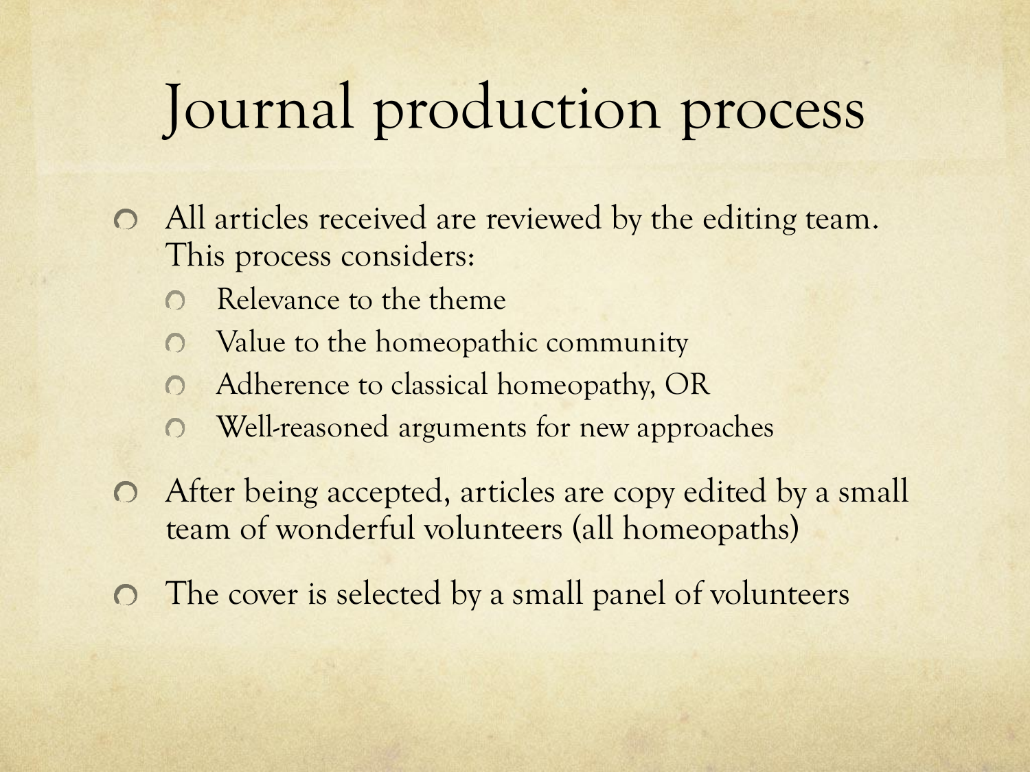# Journal production process

- All articles received are reviewed by the editing team. This process considers:
  - Relevance to the theme
  - Value to the homeopathic community
  - Adherence to classical homeopathy, OR
  - Well-reasoned arguments for new approaches
- After being accepted, articles are copy edited by a small team of wonderful volunteers (all homeopaths)
- The cover is selected by a small panel of volunteers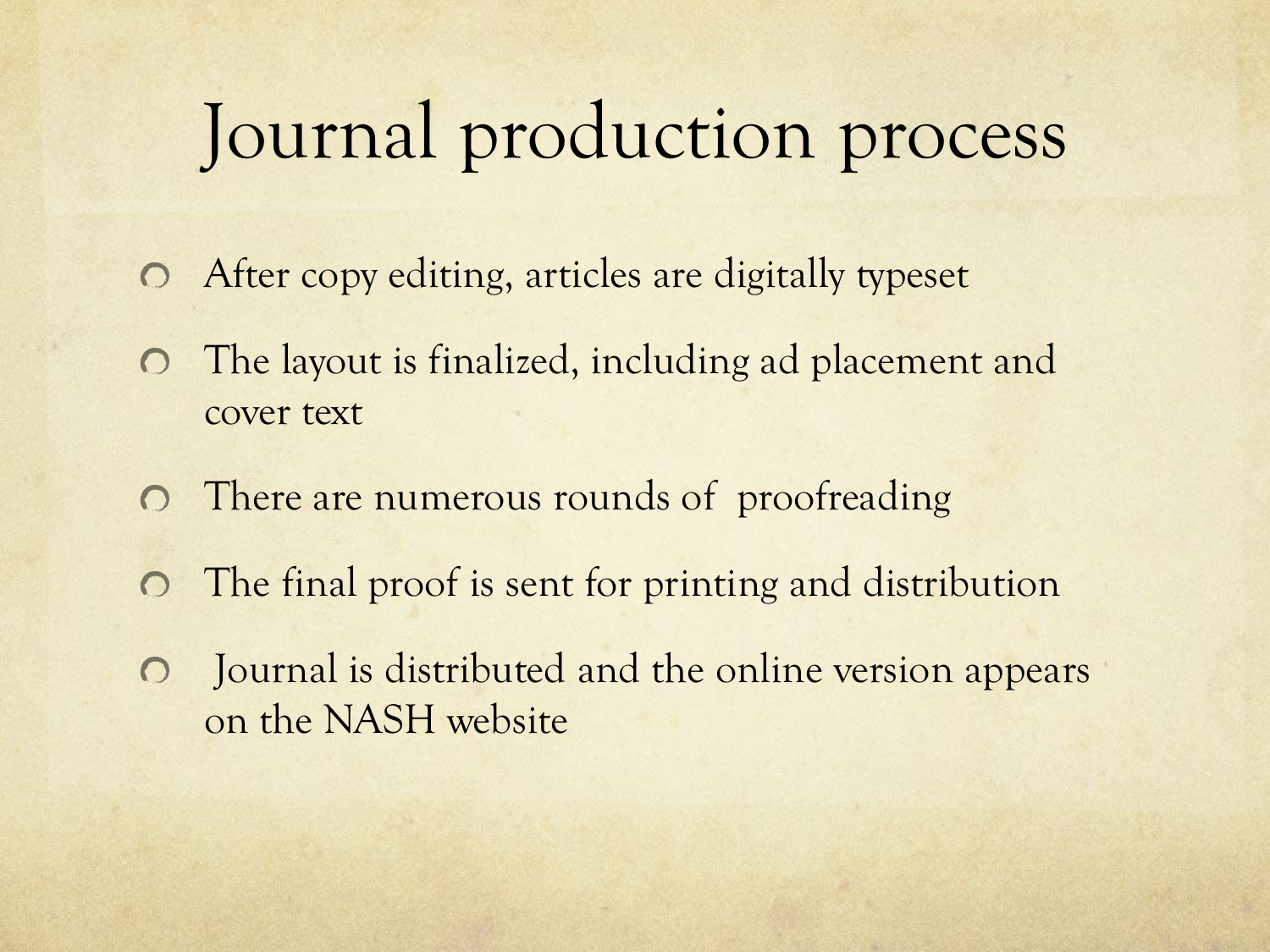# Journal production process

- After copy editing, articles are digitally typeset
- The layout is finalized, including ad placement and cover text
- There are numerous rounds of proofreading
- The final proof is sent for printing and distribution
- Journal is distributed and the online version appears on the NASH website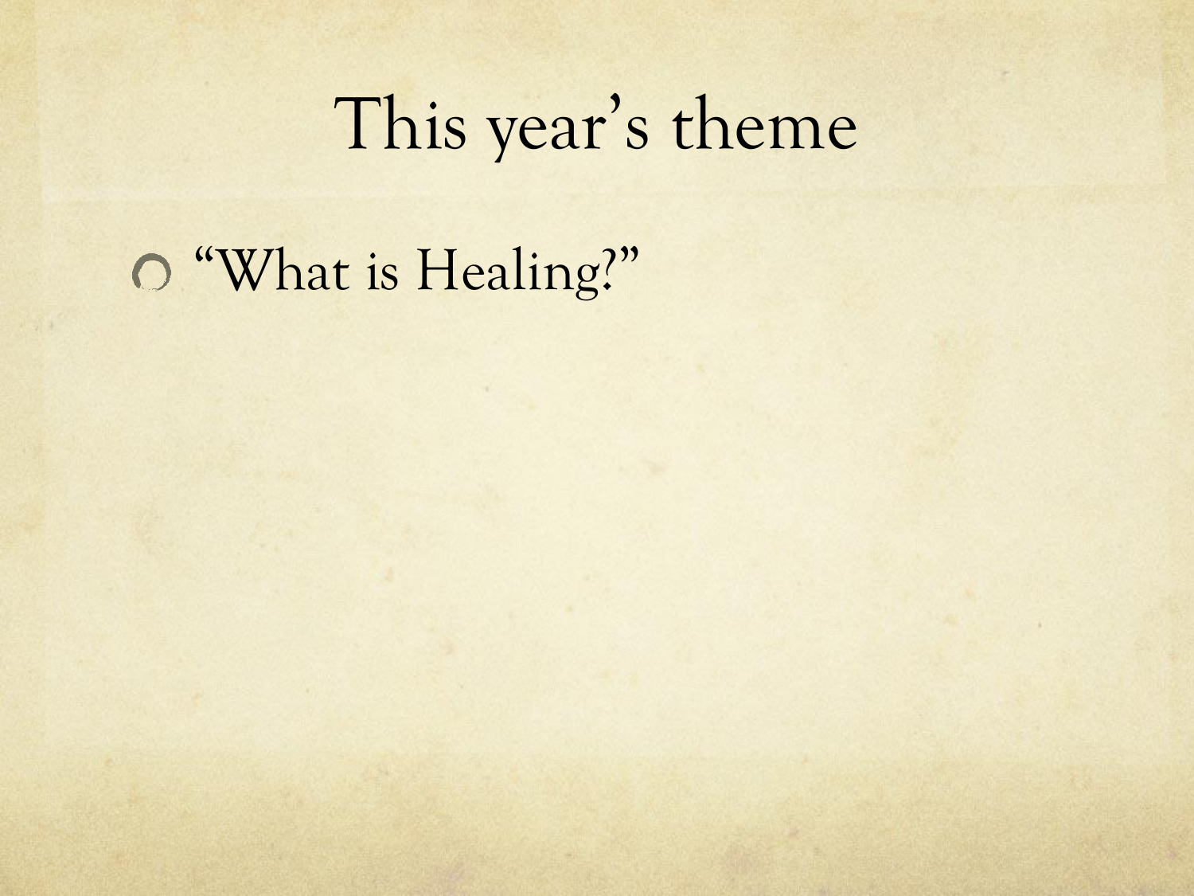# This year's theme

- "What is Healing?"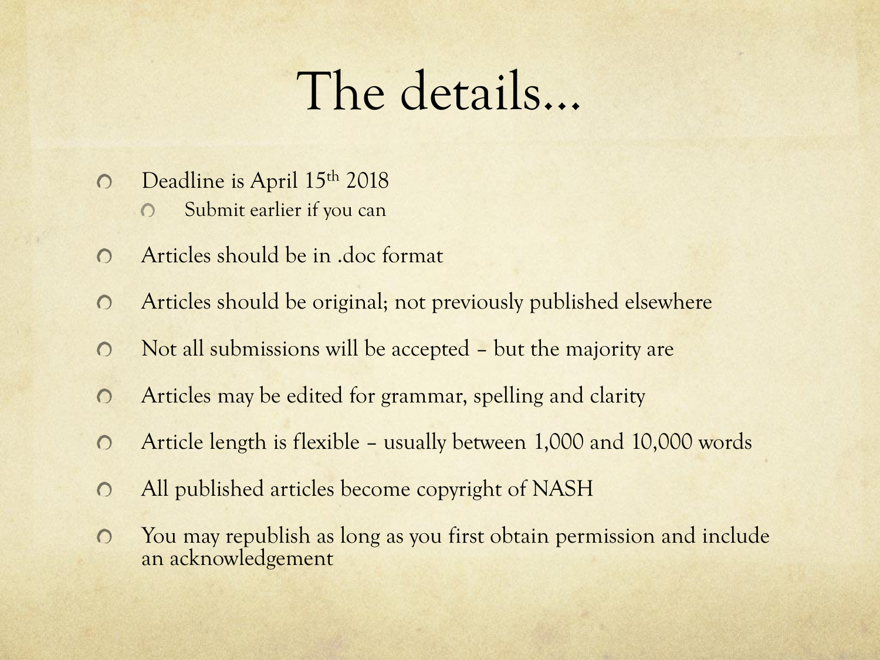# The details…

- Deadline is April 15th 2018
  - Submit earlier if you can
- Articles should be in .doc format
- Articles should be original; not previously published elsewhere
- Not all submissions will be accepted – but the majority are
- Articles may be edited for grammar, spelling and clarity
- Article length is flexible – usually between 1,000 and 10,000 words
- All published articles become copyright of NASH
- You may republish as long as you first obtain permission and include an acknowledgement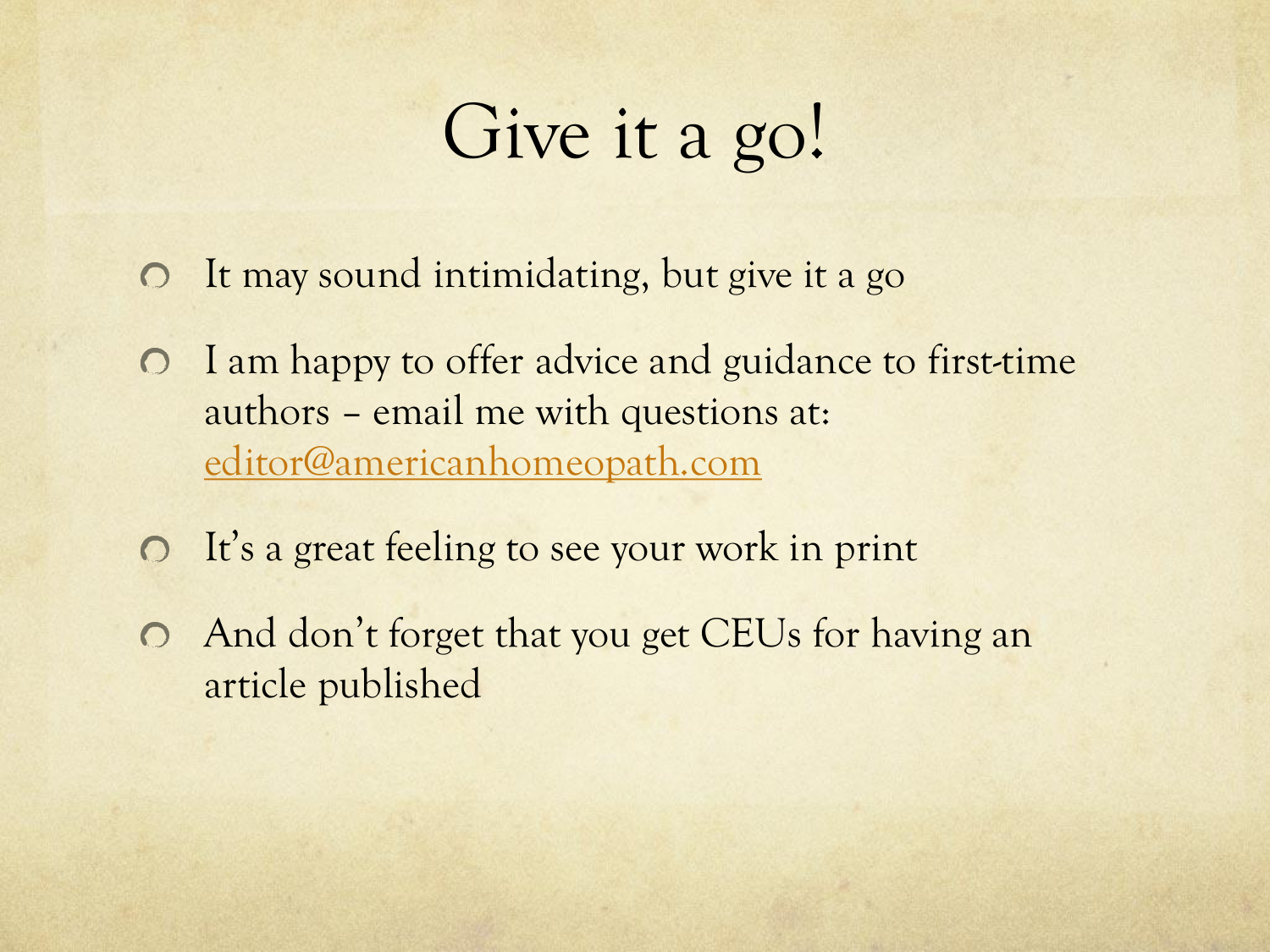# Give it a go!

- It may sound intimidating, but give it a go
- I am happy to offer advice and guidance to first-time authors – email me with questions at: editor@americanhomeopath.com
- It's a great feeling to see your work in print
- And don't forget that you get CEUs for having an article published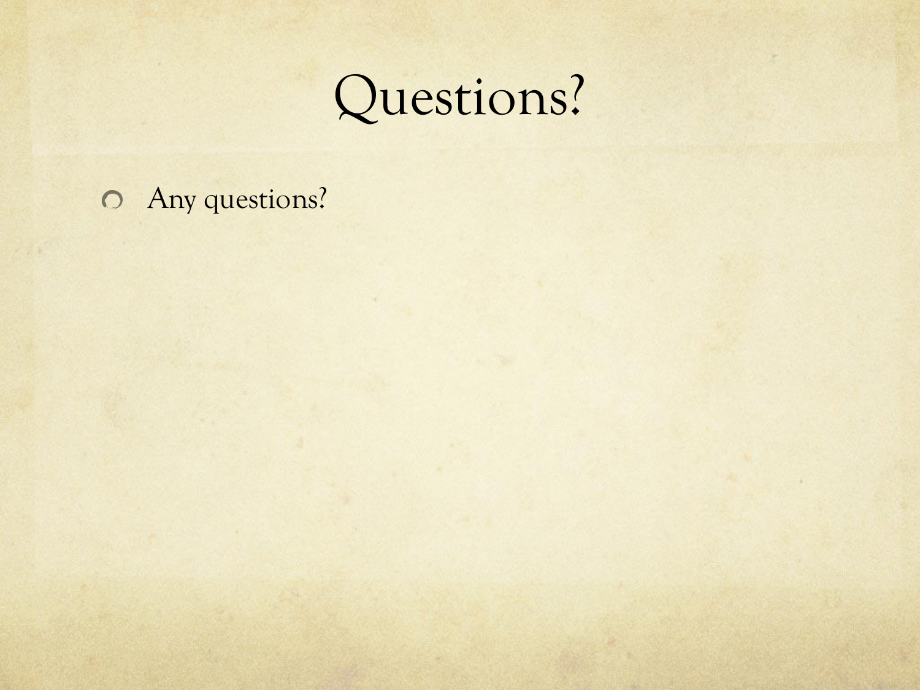# Questions?

- Any questions?